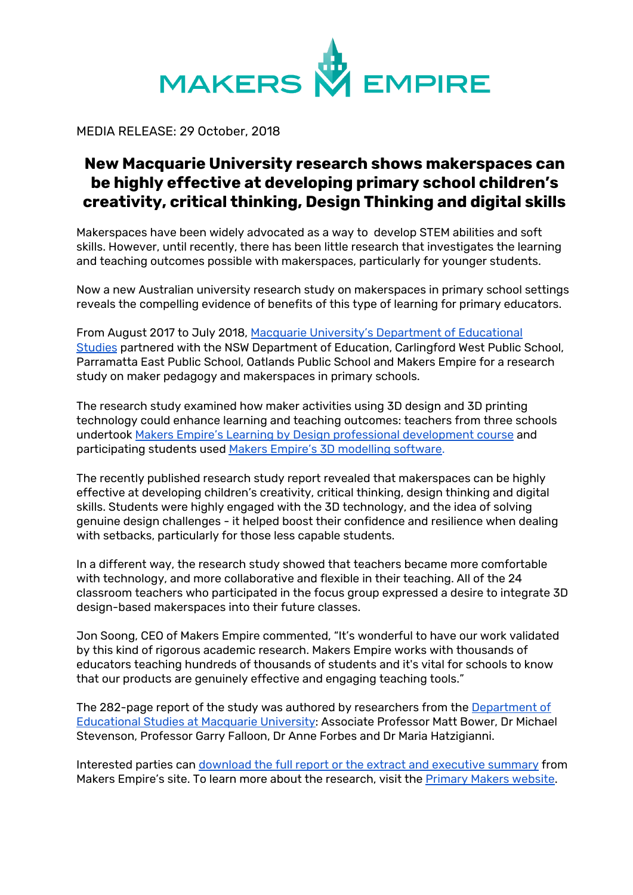MAKERS EMPIRE

MEDIA RELEASE: 29 October, 2018

# New Macquarie University research shows makerspaces can be highly effective at developing primary school children's creativity, critical thinking, Design Thinking and digital skills

Makerspaces have been widely advocated as a way to develop STEM abilities and soft skills. However, until recently, there has been little research that investigates the learning and teaching outcomes possible with makerspaces, particularly for younger students.

Now a new Australian university research study on makerspaces in primary school settings reveals the compelling evidence of benefits of this type of learning for primary educators.

From August 2017 to July 2018, Macquarie University's Department of Educational Studies partnered with the NSW Department of Education, Carlingford West Public School, Parramatta East Public School, Oatlands Public School and Makers Empire for a research study on maker pedagogy and makerspaces in primary schools.

The research study examined how maker activities using 3D design and 3D printing technology could enhance learning and teaching outcomes: teachers from three schools undertook Makers Empire's Learning by Design professional development course and participating students used Makers Empire's 3D modelling software.

The recently published research study report revealed that makerspaces can be highly effective at developing children's creativity, critical thinking, design thinking and digital skills. Students were highly engaged with the 3D technology, and the idea of solving genuine design challenges - it helped boost their confidence and resilience when dealing with setbacks, particularly for those less capable students.

In a different way, the research study showed that teachers became more comfortable with technology, and more collaborative and flexible in their teaching. All of the 24 classroom teachers who participated in the focus group expressed a desire to integrate 3D design-based makerspaces into their future classes.

Jon Soong, CEO of Makers Empire commented, "It's wonderful to have our work validated by this kind of rigorous academic research. Makers Empire works with thousands of educators teaching hundreds of thousands of students and it's vital for schools to know that our products are genuinely effective and engaging teaching tools."

The 282-page report of the study was authored by researchers from the Department of Educational Studies at Macquarie University: Associate Professor Matt Bower, Dr Michael Stevenson, Professor Garry Falloon, Dr Anne Forbes and Dr Maria Hatzigianni.

Interested parties can download the full report or the extract and executive summary from Makers Empire's site. To learn more about the research, visit the Primary Makers website.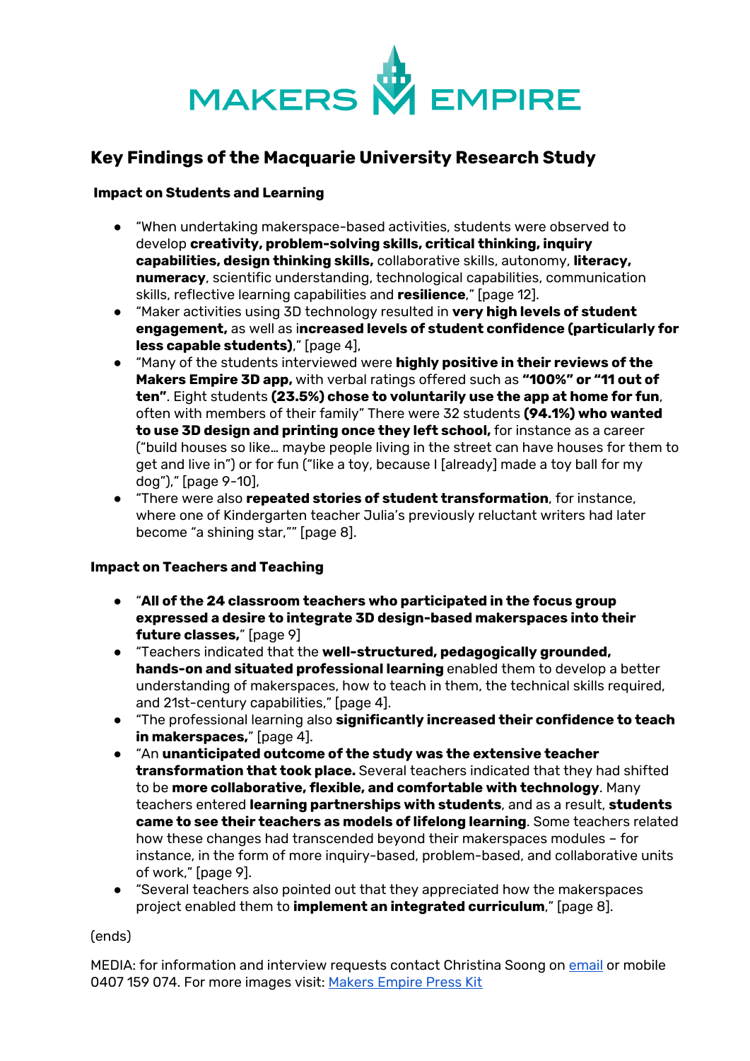MAKERS EMPIRE

## Key Findings of the Macquarie University Research Study

### Impact on Students and Learning

- "When undertaking makerspace-based activities, students were observed to develop **creativity, problem-solving skills, critical thinking, inquiry capabilities, design thinking skills,** collaborative skills, autonomy, **literacy, numeracy**, scientific understanding, technological capabilities, communication skills, reflective learning capabilities and **resilience**," [page 12].
- "Maker activities using 3D technology resulted in **very high levels of student engagement,** as well as i**ncreased levels of student confidence (particularly for less capable students)**," [page 4],
- "Many of the students interviewed were **highly positive in their reviews of the Makers Empire 3D app,** with verbal ratings offered such as **"100%" or "11 out of ten"**. Eight students **(23.5%) chose to voluntarily use the app at home for fun**, often with members of their family" There were 32 students **(94.1%) who wanted to use 3D design and printing once they left school,** for instance as a career ("build houses so like… maybe people living in the street can have houses for them to get and live in") or for fun ("like a toy, because I [already] made a toy ball for my dog")," [page 9-10],
- "There were also **repeated stories of student transformation**, for instance, where one of Kindergarten teacher Julia's previously reluctant writers had later become "a shining star,"" [page 8].

### Impact on Teachers and Teaching

- "**All of the 24 classroom teachers who participated in the focus group expressed a desire to integrate 3D design-based makerspaces into their future classes,**" [page 9]
- "Teachers indicated that the **well-structured, pedagogically grounded, hands-on and situated professional learning** enabled them to develop a better understanding of makerspaces, how to teach in them, the technical skills required, and 21st-century capabilities," [page 4].
- "The professional learning also **significantly increased their confidence to teach in makerspaces,**" [page 4].
- "An **unanticipated outcome of the study was the extensive teacher transformation that took place.** Several teachers indicated that they had shifted to be **more collaborative, flexible, and comfortable with technology**. Many teachers entered **learning partnerships with students**, and as a result, **students came to see their teachers as models of lifelong learning**. Some teachers related how these changes had transcended beyond their makerspaces modules – for instance, in the form of more inquiry-based, problem-based, and collaborative units of work," [page 9].
- "Several teachers also pointed out that they appreciated how the makerspaces project enabled them to **implement an integrated curriculum**," [page 8].

(ends)

MEDIA: for information and interview requests contact Christina Soong on email or mobile 0407 159 074. For more images visit: Makers Empire Press Kit